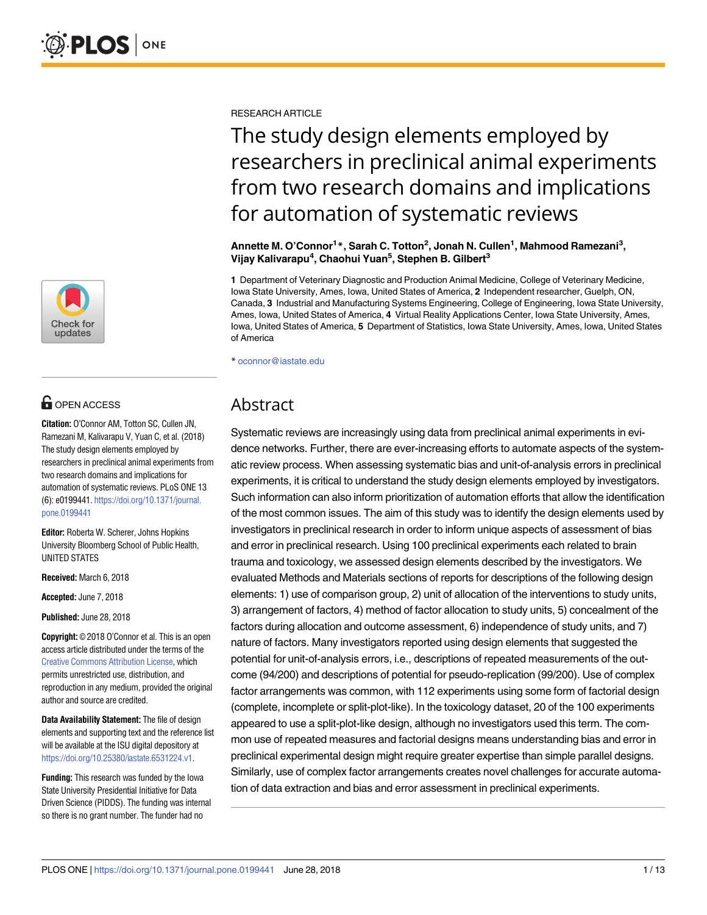RESEARCH ARTICLE

# The study design elements employed by researchers in preclinical animal experiments from two research domains and implications for automation of systematic reviews

**Annette M. O'Connor[1]*, Sarah C. Totton[2], Jonah N. Cullen[1], Mahmood Ramezani[3], Vijay Kalivarapu[4], Chaohui Yuan[5], Stephen B. Gilbert[3]**

**1** Department of Veterinary Diagnostic and Production Animal Medicine, College of Veterinary Medicine, Iowa State University, Ames, Iowa, United States of America, **2** Independent researcher, Guelph, ON, Canada, **3** Industrial and Manufacturing Systems Engineering, College of Engineering, Iowa State University, Ames, Iowa, United States of America, **4** Virtual Reality Applications Center, Iowa State University, Ames, Iowa, United States of America, **5** Department of Statistics, Iowa State University, Ames, Iowa, United States of America

* oconnor@iastate.edu

OPEN ACCESS

**Citation:** O'Connor AM, Totton SC, Cullen JN, Ramezani M, Kalivarapu V, Yuan C, et al. (2018) The study design elements employed by researchers in preclinical animal experiments from two research domains and implications for automation of systematic reviews. PLoS ONE 13 (6): e0199441. https://doi.org/10.1371/journal.pone.0199441

**Editor:** Roberta W. Scherer, Johns Hopkins University Bloomberg School of Public Health, UNITED STATES

**Received:** March 6, 2018

**Accepted:** June 7, 2018

**Published:** June 28, 2018

**Copyright:** © 2018 O'Connor et al. This is an open access article distributed under the terms of the Creative Commons Attribution License, which permits unrestricted use, distribution, and reproduction in any medium, provided the original author and source are credited.

**Data Availability Statement:** The file of design elements and supporting text and the reference list will be available at the ISU digital depository at https://doi.org/10.25380/iastate.6531224.v1.

**Funding:** This research was funded by the Iowa State University Presidential Initiative for Data Driven Science (PIDDS). The funding was internal so there is no grant number. The funder had no

## Abstract

Systematic reviews are increasingly using data from preclinical animal experiments in evidence networks. Further, there are ever-increasing efforts to automate aspects of the systematic review process. When assessing systematic bias and unit-of-analysis errors in preclinical experiments, it is critical to understand the study design elements employed by investigators. Such information can also inform prioritization of automation efforts that allow the identification of the most common issues. The aim of this study was to identify the design elements used by investigators in preclinical research in order to inform unique aspects of assessment of bias and error in preclinical research. Using 100 preclinical experiments each related to brain trauma and toxicology, we assessed design elements described by the investigators. We evaluated Methods and Materials sections of reports for descriptions of the following design elements: 1) use of comparison group, 2) unit of allocation of the interventions to study units, 3) arrangement of factors, 4) method of factor allocation to study units, 5) concealment of the factors during allocation and outcome assessment, 6) independence of study units, and 7) nature of factors. Many investigators reported using design elements that suggested the potential for unit-of-analysis errors, i.e., descriptions of repeated measurements of the outcome (94/200) and descriptions of potential for pseudo-replication (99/200). Use of complex factor arrangements was common, with 112 experiments using some form of factorial design (complete, incomplete or split-plot-like). In the toxicology dataset, 20 of the 100 experiments appeared to use a split-plot-like design, although no investigators used this term. The common use of repeated measures and factorial designs means understanding bias and error in preclinical experimental design might require greater expertise than simple parallel designs. Similarly, use of complex factor arrangements creates novel challenges for accurate automation of data extraction and bias and error assessment in preclinical experiments.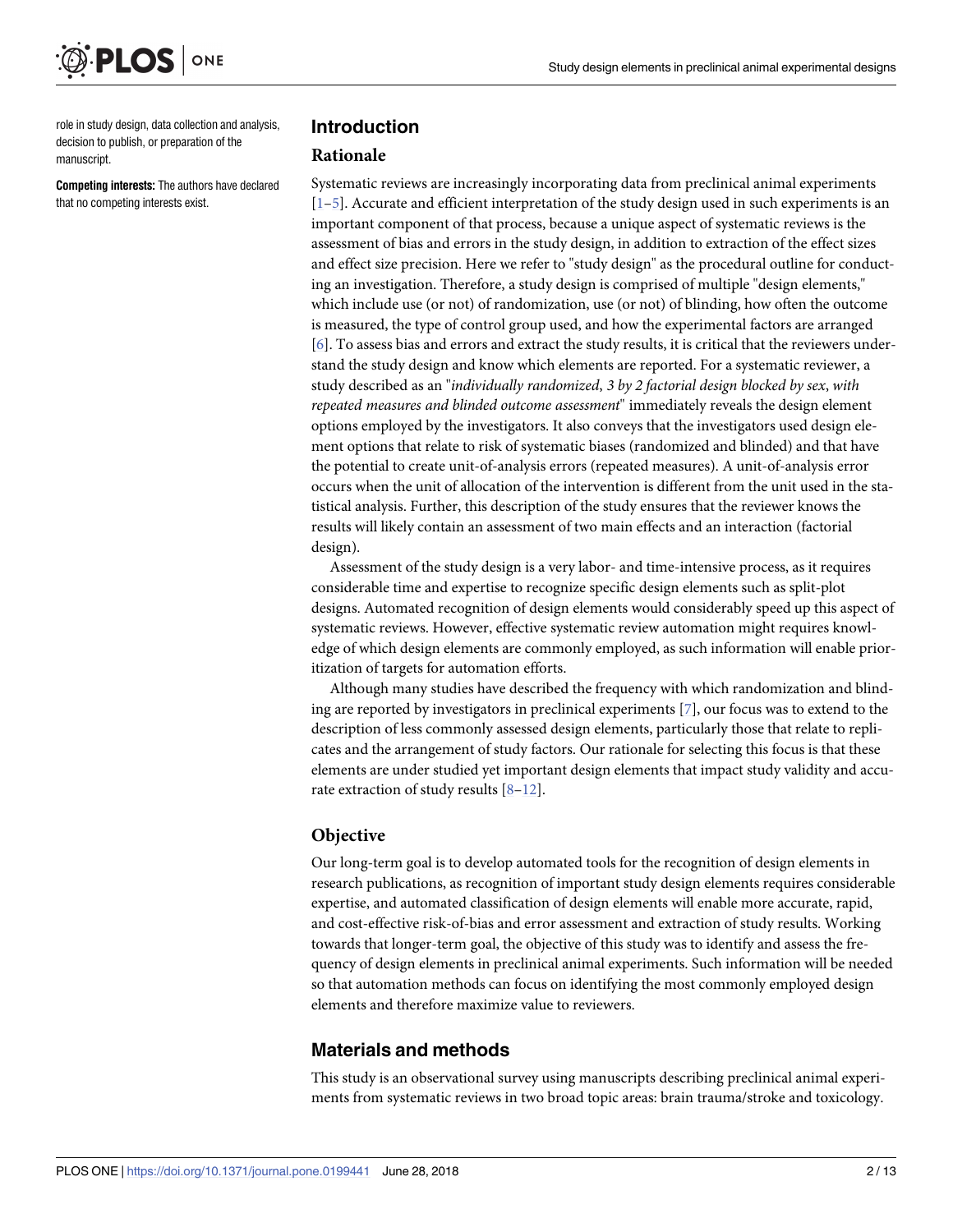role in study design, data collection and analysis, decision to publish, or preparation of the manuscript.

**Competing interests:** The authors have declared that no competing interests exist.

## Introduction

### Rationale

Systematic reviews are increasingly incorporating data from preclinical animal experiments [1–5]. Accurate and efficient interpretation of the study design used in such experiments is an important component of that process, because a unique aspect of systematic reviews is the assessment of bias and errors in the study design, in addition to extraction of the effect sizes and effect size precision. Here we refer to "study design" as the procedural outline for conducting an investigation. Therefore, a study design is comprised of multiple "design elements," which include use (or not) of randomization, use (or not) of blinding, how often the outcome is measured, the type of control group used, and how the experimental factors are arranged [6]. To assess bias and errors and extract the study results, it is critical that the reviewers understand the study design and know which elements are reported. For a systematic reviewer, a study described as an "*individually randomized, 3 by 2 factorial design blocked by sex, with repeated measures and blinded outcome assessment*" immediately reveals the design element options employed by the investigators. It also conveys that the investigators used design element options that relate to risk of systematic biases (randomized and blinded) and that have the potential to create unit-of-analysis errors (repeated measures). A unit-of-analysis error occurs when the unit of allocation of the intervention is different from the unit used in the statistical analysis. Further, this description of the study ensures that the reviewer knows the results will likely contain an assessment of two main effects and an interaction (factorial design).

Assessment of the study design is a very labor- and time-intensive process, as it requires considerable time and expertise to recognize specific design elements such as split-plot designs. Automated recognition of design elements would considerably speed up this aspect of systematic reviews. However, effective systematic review automation might requires knowledge of which design elements are commonly employed, as such information will enable prioritization of targets for automation efforts.

Although many studies have described the frequency with which randomization and blinding are reported by investigators in preclinical experiments [7], our focus was to extend to the description of less commonly assessed design elements, particularly those that relate to replicates and the arrangement of study factors. Our rationale for selecting this focus is that these elements are under studied yet important design elements that impact study validity and accurate extraction of study results [8–12].

### Objective

Our long-term goal is to develop automated tools for the recognition of design elements in research publications, as recognition of important study design elements requires considerable expertise, and automated classification of design elements will enable more accurate, rapid, and cost-effective risk-of-bias and error assessment and extraction of study results. Working towards that longer-term goal, the objective of this study was to identify and assess the frequency of design elements in preclinical animal experiments. Such information will be needed so that automation methods can focus on identifying the most commonly employed design elements and therefore maximize value to reviewers.

## Materials and methods

This study is an observational survey using manuscripts describing preclinical animal experiments from systematic reviews in two broad topic areas: brain trauma/stroke and toxicology.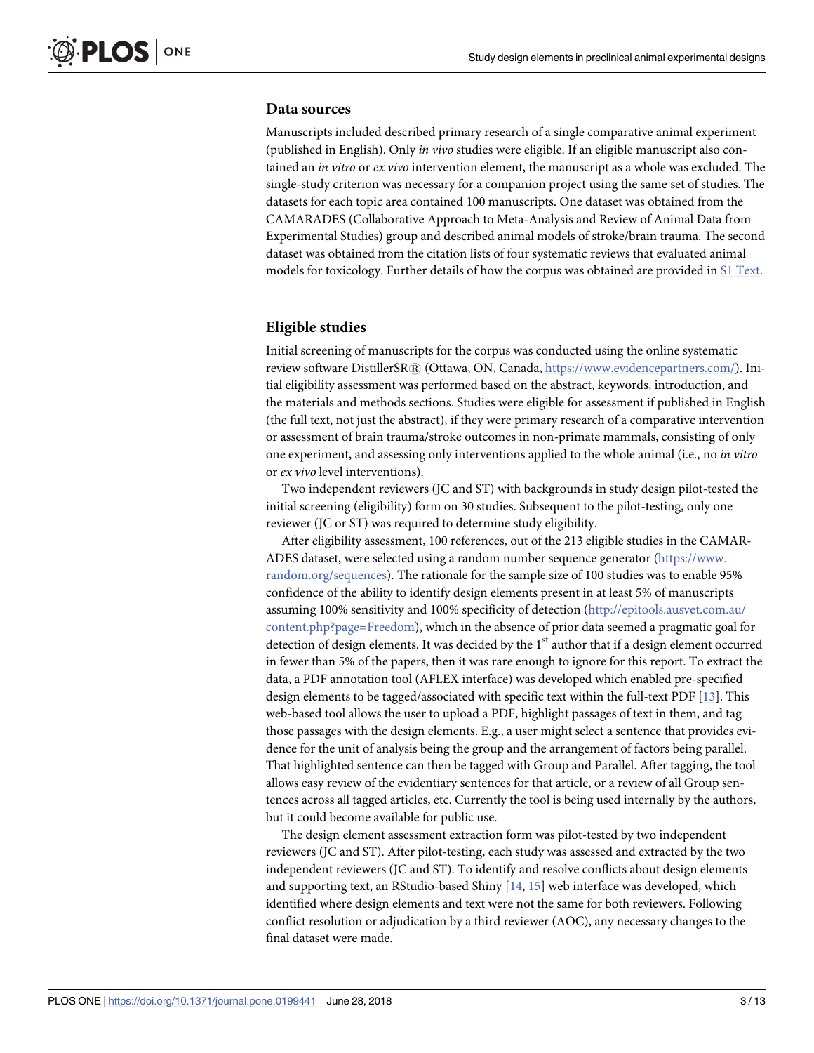## Data sources

Manuscripts included described primary research of a single comparative animal experiment (published in English). Only *in vivo* studies were eligible. If an eligible manuscript also contained an *in vitro* or *ex vivo* intervention element, the manuscript as a whole was excluded. The single-study criterion was necessary for a companion project using the same set of studies. The datasets for each topic area contained 100 manuscripts. One dataset was obtained from the CAMARADES (Collaborative Approach to Meta-Analysis and Review of Animal Data from Experimental Studies) group and described animal models of stroke/brain trauma. The second dataset was obtained from the citation lists of four systematic reviews that evaluated animal models for toxicology. Further details of how the corpus was obtained are provided in S1 Text.

## Eligible studies

Initial screening of manuscripts for the corpus was conducted using the online systematic review software DistillerSR® (Ottawa, ON, Canada, https://www.evidencepartners.com/). Initial eligibility assessment was performed based on the abstract, keywords, introduction, and the materials and methods sections. Studies were eligible for assessment if published in English (the full text, not just the abstract), if they were primary research of a comparative intervention or assessment of brain trauma/stroke outcomes in non-primate mammals, consisting of only one experiment, and assessing only interventions applied to the whole animal (i.e., no *in vitro* or *ex vivo* level interventions).

Two independent reviewers (JC and ST) with backgrounds in study design pilot-tested the initial screening (eligibility) form on 30 studies. Subsequent to the pilot-testing, only one reviewer (JC or ST) was required to determine study eligibility.

After eligibility assessment, 100 references, out of the 213 eligible studies in the CAMARADES dataset, were selected using a random number sequence generator (https://www.random.org/sequences). The rationale for the sample size of 100 studies was to enable 95% confidence of the ability to identify design elements present in at least 5% of manuscripts assuming 100% sensitivity and 100% specificity of detection (http://epitools.ausvet.com.au/content.php?page=Freedom), which in the absence of prior data seemed a pragmatic goal for detection of design elements. It was decided by the 1st author that if a design element occurred in fewer than 5% of the papers, then it was rare enough to ignore for this report. To extract the data, a PDF annotation tool (AFLEX interface) was developed which enabled pre-specified design elements to be tagged/associated with specific text within the full-text PDF [13]. This web-based tool allows the user to upload a PDF, highlight passages of text in them, and tag those passages with the design elements. E.g., a user might select a sentence that provides evidence for the unit of analysis being the group and the arrangement of factors being parallel. That highlighted sentence can then be tagged with Group and Parallel. After tagging, the tool allows easy review of the evidentiary sentences for that article, or a review of all Group sentences across all tagged articles, etc. Currently the tool is being used internally by the authors, but it could become available for public use.

The design element assessment extraction form was pilot-tested by two independent reviewers (JC and ST). After pilot-testing, each study was assessed and extracted by the two independent reviewers (JC and ST). To identify and resolve conflicts about design elements and supporting text, an RStudio-based Shiny [14, 15] web interface was developed, which identified where design elements and text were not the same for both reviewers. Following conflict resolution or adjudication by a third reviewer (AOC), any necessary changes to the final dataset were made.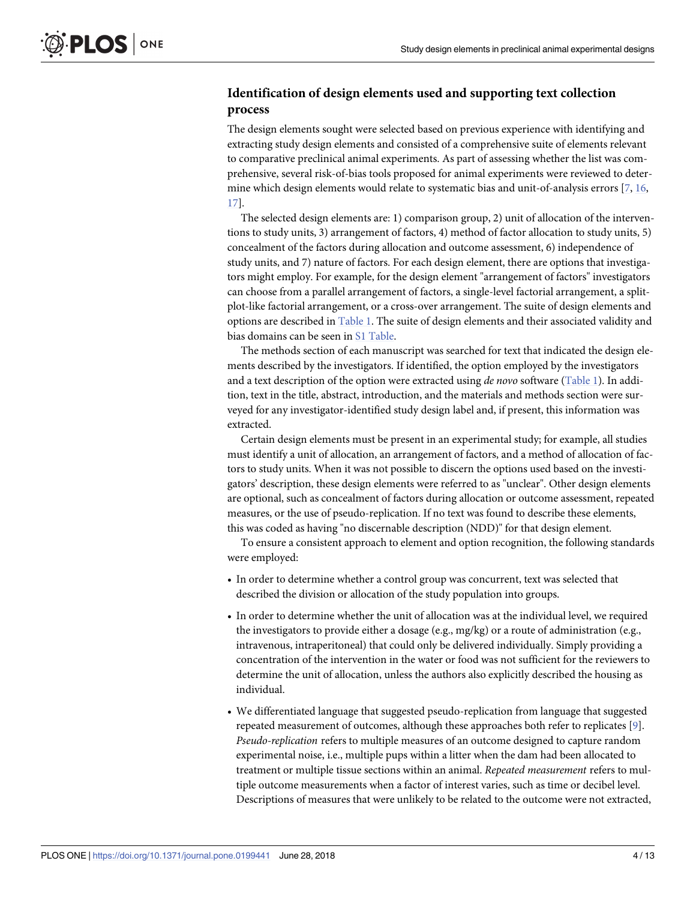## Identification of design elements used and supporting text collection process

The design elements sought were selected based on previous experience with identifying and extracting study design elements and consisted of a comprehensive suite of elements relevant to comparative preclinical animal experiments. As part of assessing whether the list was comprehensive, several risk-of-bias tools proposed for animal experiments were reviewed to determine which design elements would relate to systematic bias and unit-of-analysis errors [7, 16, 17].

The selected design elements are: 1) comparison group, 2) unit of allocation of the interventions to study units, 3) arrangement of factors, 4) method of factor allocation to study units, 5) concealment of the factors during allocation and outcome assessment, 6) independence of study units, and 7) nature of factors. For each design element, there are options that investigators might employ. For example, for the design element "arrangement of factors" investigators can choose from a parallel arrangement of factors, a single-level factorial arrangement, a split-plot-like factorial arrangement, or a cross-over arrangement. The suite of design elements and options are described in Table 1. The suite of design elements and their associated validity and bias domains can be seen in S1 Table.

The methods section of each manuscript was searched for text that indicated the design elements described by the investigators. If identified, the option employed by the investigators and a text description of the option were extracted using *de novo* software (Table 1). In addition, text in the title, abstract, introduction, and the materials and methods section were surveyed for any investigator-identified study design label and, if present, this information was extracted.

Certain design elements must be present in an experimental study; for example, all studies must identify a unit of allocation, an arrangement of factors, and a method of allocation of factors to study units. When it was not possible to discern the options used based on the investigators' description, these design elements were referred to as "unclear". Other design elements are optional, such as concealment of factors during allocation or outcome assessment, repeated measures, or the use of pseudo-replication. If no text was found to describe these elements, this was coded as having "no discernable description (NDD)" for that design element.

To ensure a consistent approach to element and option recognition, the following standards were employed:

- In order to determine whether a control group was concurrent, text was selected that described the division or allocation of the study population into groups.
- In order to determine whether the unit of allocation was at the individual level, we required the investigators to provide either a dosage (e.g., mg/kg) or a route of administration (e.g., intravenous, intraperitoneal) that could only be delivered individually. Simply providing a concentration of the intervention in the water or food was not sufficient for the reviewers to determine the unit of allocation, unless the authors also explicitly described the housing as individual.
- We differentiated language that suggested pseudo-replication from language that suggested repeated measurement of outcomes, although these approaches both refer to replicates [9]. *Pseudo-replication* refers to multiple measures of an outcome designed to capture random experimental noise, i.e., multiple pups within a litter when the dam had been allocated to treatment or multiple tissue sections within an animal. *Repeated measurement* refers to multiple outcome measurements when a factor of interest varies, such as time or decibel level. Descriptions of measures that were unlikely to be related to the outcome were not extracted,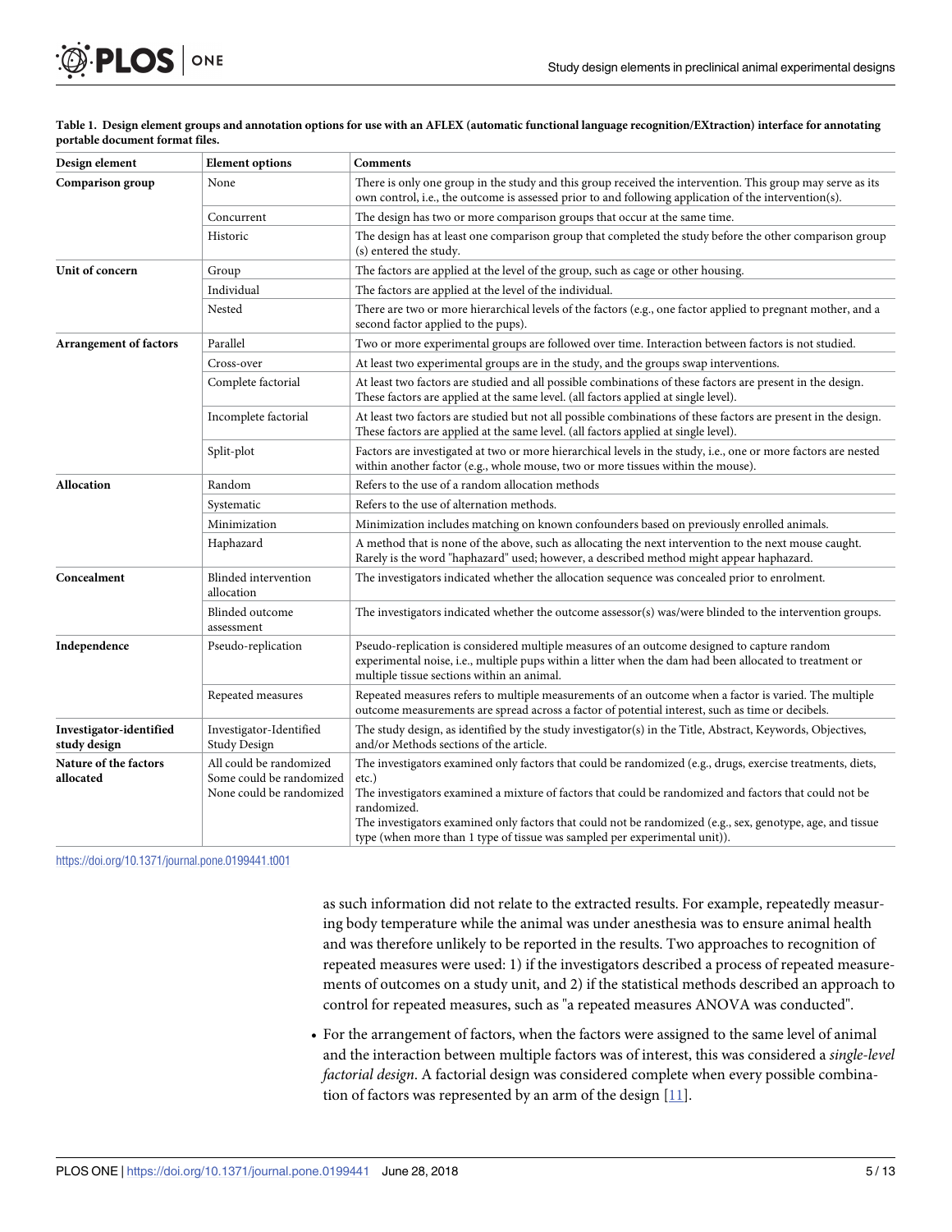**Table 1. Design element groups and annotation options for use with an AFLEX (automatic functional language recognition/EXtraction) interface for annotating portable document format files.**

| Design element | Element options | Comments |
|---|---|---|
| **Comparison group** | None | There is only one group in the study and this group received the intervention. This group may serve as its own control, i.e., the outcome is assessed prior to and following application of the intervention(s). |
| | Concurrent | The design has two or more comparison groups that occur at the same time. |
| | Historic | The design has at least one comparison group that completed the study before the other comparison group (s) entered the study. |
| **Unit of concern** | Group | The factors are applied at the level of the group, such as cage or other housing. |
| | Individual | The factors are applied at the level of the individual. |
| | Nested | There are two or more hierarchical levels of the factors (e.g., one factor applied to pregnant mother, and a second factor applied to the pups). |
| **Arrangement of factors** | Parallel | Two or more experimental groups are followed over time. Interaction between factors is not studied. |
| | Cross-over | At least two experimental groups are in the study, and the groups swap interventions. |
| | Complete factorial | At least two factors are studied and all possible combinations of these factors are present in the design. These factors are applied at the same level. (all factors applied at single level). |
| | Incomplete factorial | At least two factors are studied but not all possible combinations of these factors are present in the design. These factors are applied at the same level. (all factors applied at single level). |
| | Split-plot | Factors are investigated at two or more hierarchical levels in the study, i.e., one or more factors are nested within another factor (e.g., whole mouse, two or more tissues within the mouse). |
| **Allocation** | Random | Refers to the use of a random allocation methods |
| | Systematic | Refers to the use of alternation methods. |
| | Minimization | Minimization includes matching on known confounders based on previously enrolled animals. |
| | Haphazard | A method that is none of the above, such as allocating the next intervention to the next mouse caught. Rarely is the word "haphazard" used; however, a described method might appear haphazard. |
| **Concealment** | Blinded intervention allocation | The investigators indicated whether the allocation sequence was concealed prior to enrolment. |
| | Blinded outcome assessment | The investigators indicated whether the outcome assessor(s) was/were blinded to the intervention groups. |
| **Independence** | Pseudo-replication | Pseudo-replication is considered multiple measures of an outcome designed to capture random experimental noise, i.e., multiple pups within a litter when the dam had been allocated to treatment or multiple tissue sections within an animal. |
| | Repeated measures | Repeated measures refers to multiple measurements of an outcome when a factor is varied. The multiple outcome measurements are spread across a factor of potential interest, such as time or decibels. |
| **Investigator-identified study design** | Investigator-Identified Study Design | The study design, as identified by the study investigator(s) in the Title, Abstract, Keywords, Objectives, and/or Methods sections of the article. |
| **Nature of the factors allocated** | All could be randomized<br>Some could be randomized<br>None could be randomized | The investigators examined only factors that could be randomized (e.g., drugs, exercise treatments, diets, etc.)<br>The investigators examined a mixture of factors that could be randomized and factors that could not be randomized.<br>The investigators examined only factors that could not be randomized (e.g., sex, genotype, age, and tissue type (when more than 1 type of tissue was sampled per experimental unit)). |

https://doi.org/10.1371/journal.pone.0199441.t001

as such information did not relate to the extracted results. For example, repeatedly measuring body temperature while the animal was under anesthesia was to ensure animal health and was therefore unlikely to be reported in the results. Two approaches to recognition of repeated measures were used: 1) if the investigators described a process of repeated measurements of outcomes on a study unit, and 2) if the statistical methods described an approach to control for repeated measures, such as "a repeated measures ANOVA was conducted".

- For the arrangement of factors, when the factors were assigned to the same level of animal and the interaction between multiple factors was of interest, this was considered a *single-level factorial design*. A factorial design was considered complete when every possible combination of factors was represented by an arm of the design [11].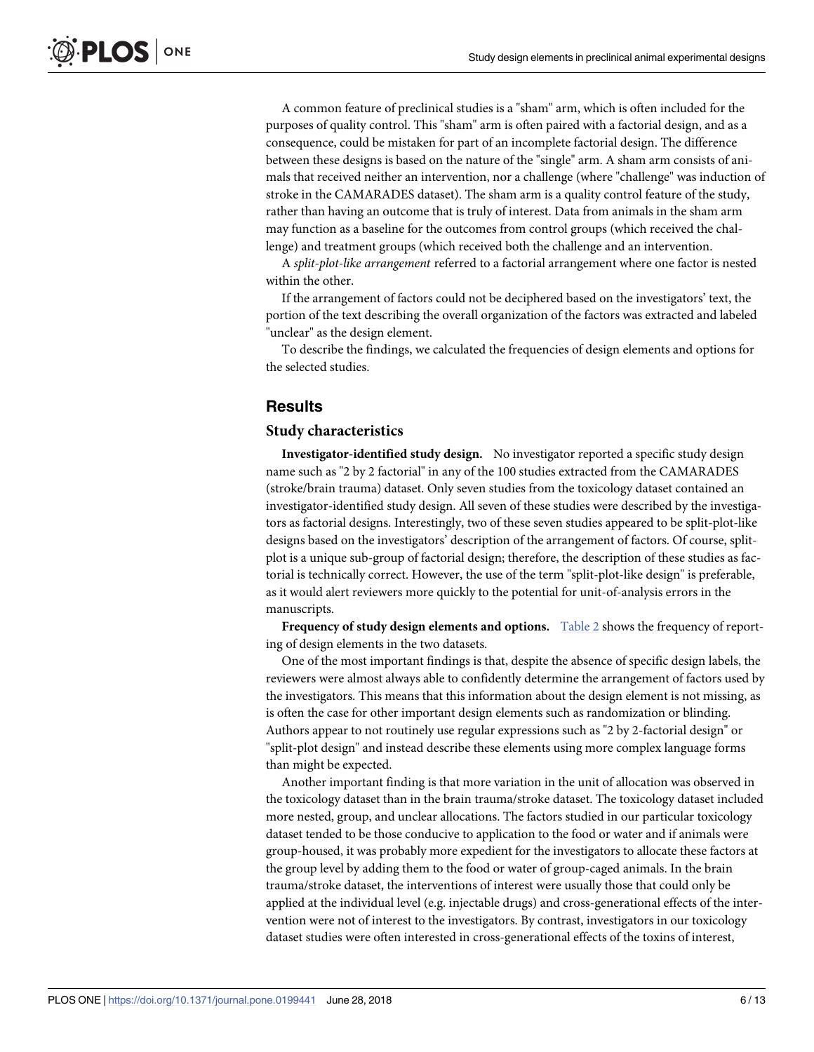A common feature of preclinical studies is a "sham" arm, which is often included for the purposes of quality control. This "sham" arm is often paired with a factorial design, and as a consequence, could be mistaken for part of an incomplete factorial design. The difference between these designs is based on the nature of the "single" arm. A sham arm consists of animals that received neither an intervention, nor a challenge (where "challenge" was induction of stroke in the CAMARADES dataset). The sham arm is a quality control feature of the study, rather than having an outcome that is truly of interest. Data from animals in the sham arm may function as a baseline for the outcomes from control groups (which received the challenge) and treatment groups (which received both the challenge and an intervention.

A *split-plot-like arrangement* referred to a factorial arrangement where one factor is nested within the other.

If the arrangement of factors could not be deciphered based on the investigators' text, the portion of the text describing the overall organization of the factors was extracted and labeled "unclear" as the design element.

To describe the findings, we calculated the frequencies of design elements and options for the selected studies.

## Results

### Study characteristics

**Investigator-identified study design.** No investigator reported a specific study design name such as "2 by 2 factorial" in any of the 100 studies extracted from the CAMARADES (stroke/brain trauma) dataset. Only seven studies from the toxicology dataset contained an investigator-identified study design. All seven of these studies were described by the investigators as factorial designs. Interestingly, two of these seven studies appeared to be split-plot-like designs based on the investigators' description of the arrangement of factors. Of course, split-plot is a unique sub-group of factorial design; therefore, the description of these studies as factorial is technically correct. However, the use of the term "split-plot-like design" is preferable, as it would alert reviewers more quickly to the potential for unit-of-analysis errors in the manuscripts.

**Frequency of study design elements and options.** Table 2 shows the frequency of reporting of design elements in the two datasets.

One of the most important findings is that, despite the absence of specific design labels, the reviewers were almost always able to confidently determine the arrangement of factors used by the investigators. This means that this information about the design element is not missing, as is often the case for other important design elements such as randomization or blinding. Authors appear to not routinely use regular expressions such as "2 by 2-factorial design" or "split-plot design" and instead describe these elements using more complex language forms than might be expected.

Another important finding is that more variation in the unit of allocation was observed in the toxicology dataset than in the brain trauma/stroke dataset. The toxicology dataset included more nested, group, and unclear allocations. The factors studied in our particular toxicology dataset tended to be those conducive to application to the food or water and if animals were group-housed, it was probably more expedient for the investigators to allocate these factors at the group level by adding them to the food or water of group-caged animals. In the brain trauma/stroke dataset, the interventions of interest were usually those that could only be applied at the individual level (e.g. injectable drugs) and cross-generational effects of the intervention were not of interest to the investigators. By contrast, investigators in our toxicology dataset studies were often interested in cross-generational effects of the toxins of interest,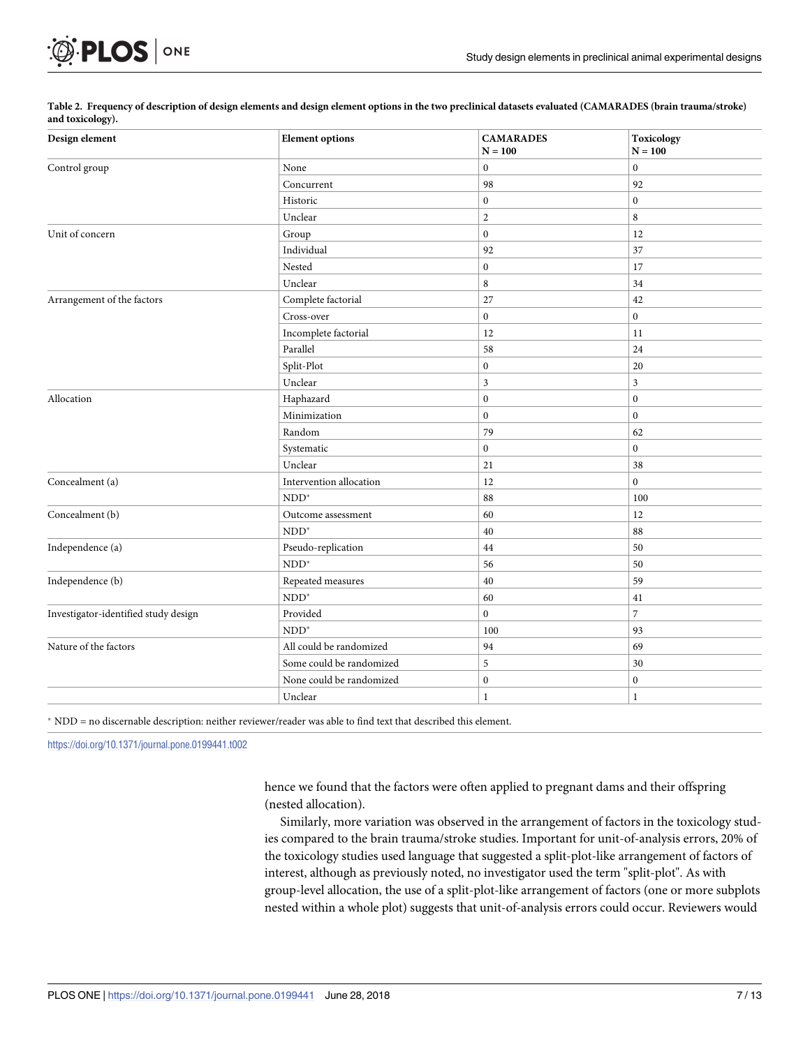**Table 2. Frequency of description of design elements and design element options in the two preclinical datasets evaluated (CAMARADES (brain trauma/stroke) and toxicology).**

| Design element | Element options | CAMARADES N = 100 | Toxicology N = 100 |
|---|---|---|---|
| Control group | None | 0 | 0 |
| | Concurrent | 98 | 92 |
| | Historic | 0 | 0 |
| | Unclear | 2 | 8 |
| Unit of concern | Group | 0 | 12 |
| | Individual | 92 | 37 |
| | Nested | 0 | 17 |
| | Unclear | 8 | 34 |
| Arrangement of the factors | Complete factorial | 27 | 42 |
| | Cross-over | 0 | 0 |
| | Incomplete factorial | 12 | 11 |
| | Parallel | 58 | 24 |
| | Split-Plot | 0 | 20 |
| | Unclear | 3 | 3 |
| Allocation | Haphazard | 0 | 0 |
| | Minimization | 0 | 0 |
| | Random | 79 | 62 |
| | Systematic | 0 | 0 |
| | Unclear | 21 | 38 |
| Concealment (a) | Intervention allocation | 12 | 0 |
| | NDD* | 88 | 100 |
| Concealment (b) | Outcome assessment | 60 | 12 |
| | NDD* | 40 | 88 |
| Independence (a) | Pseudo-replication | 44 | 50 |
| | NDD* | 56 | 50 |
| Independence (b) | Repeated measures | 40 | 59 |
| | NDD* | 60 | 41 |
| Investigator-identified study design | Provided | 0 | 7 |
| | NDD* | 100 | 93 |
| Nature of the factors | All could be randomized | 94 | 69 |
| | Some could be randomized | 5 | 30 |
| | None could be randomized | 0 | 0 |
| | Unclear | 1 | 1 |

* NDD = no discernable description: neither reviewer/reader was able to find text that described this element.

https://doi.org/10.1371/journal.pone.0199441.t002

hence we found that the factors were often applied to pregnant dams and their offspring (nested allocation).

Similarly, more variation was observed in the arrangement of factors in the toxicology studies compared to the brain trauma/stroke studies. Important for unit-of-analysis errors, 20% of the toxicology studies used language that suggested a split-plot-like arrangement of factors of interest, although as previously noted, no investigator used the term "split-plot". As with group-level allocation, the use of a split-plot-like arrangement of factors (one or more subplots nested within a whole plot) suggests that unit-of-analysis errors could occur. Reviewers would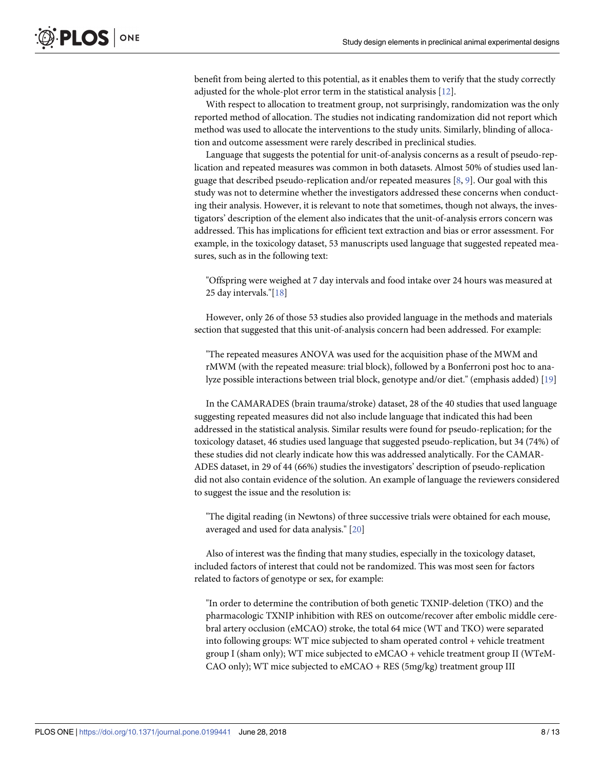benefit from being alerted to this potential, as it enables them to verify that the study correctly adjusted for the whole-plot error term in the statistical analysis [12].

With respect to allocation to treatment group, not surprisingly, randomization was the only reported method of allocation. The studies not indicating randomization did not report which method was used to allocate the interventions to the study units. Similarly, blinding of allocation and outcome assessment were rarely described in preclinical studies.

Language that suggests the potential for unit-of-analysis concerns as a result of pseudo-replication and repeated measures was common in both datasets. Almost 50% of studies used language that described pseudo-replication and/or repeated measures [8, 9]. Our goal with this study was not to determine whether the investigators addressed these concerns when conducting their analysis. However, it is relevant to note that sometimes, though not always, the investigators' description of the element also indicates that the unit-of-analysis errors concern was addressed. This has implications for efficient text extraction and bias or error assessment. For example, in the toxicology dataset, 53 manuscripts used language that suggested repeated measures, such as in the following text:

> "Offspring were weighed at 7 day intervals and food intake over 24 hours was measured at 25 day intervals."[18]

However, only 26 of those 53 studies also provided language in the methods and materials section that suggested that this unit-of-analysis concern had been addressed. For example:

> "The repeated measures ANOVA was used for the acquisition phase of the MWM and rMWM (with the repeated measure: trial block), followed by a Bonferroni post hoc to analyze possible interactions between trial block, genotype and/or diet." (emphasis added) [19]

In the CAMARADES (brain trauma/stroke) dataset, 28 of the 40 studies that used language suggesting repeated measures did not also include language that indicated this had been addressed in the statistical analysis. Similar results were found for pseudo-replication; for the toxicology dataset, 46 studies used language that suggested pseudo-replication, but 34 (74%) of these studies did not clearly indicate how this was addressed analytically. For the CAMARADES dataset, in 29 of 44 (66%) studies the investigators' description of pseudo-replication did not also contain evidence of the solution. An example of language the reviewers considered to suggest the issue and the resolution is:

> "The digital reading (in Newtons) of three successive trials were obtained for each mouse, averaged and used for data analysis." [20]

Also of interest was the finding that many studies, especially in the toxicology dataset, included factors of interest that could not be randomized. This was most seen for factors related to factors of genotype or sex, for example:

> "In order to determine the contribution of both genetic TXNIP-deletion (TKO) and the pharmacologic TXNIP inhibition with RES on outcome/recover after embolic middle cerebral artery occlusion (eMCAO) stroke, the total 64 mice (WT and TKO) were separated into following groups: WT mice subjected to sham operated control + vehicle treatment group I (sham only); WT mice subjected to eMCAO + vehicle treatment group II (WTeMCAO only); WT mice subjected to eMCAO + RES (5mg/kg) treatment group III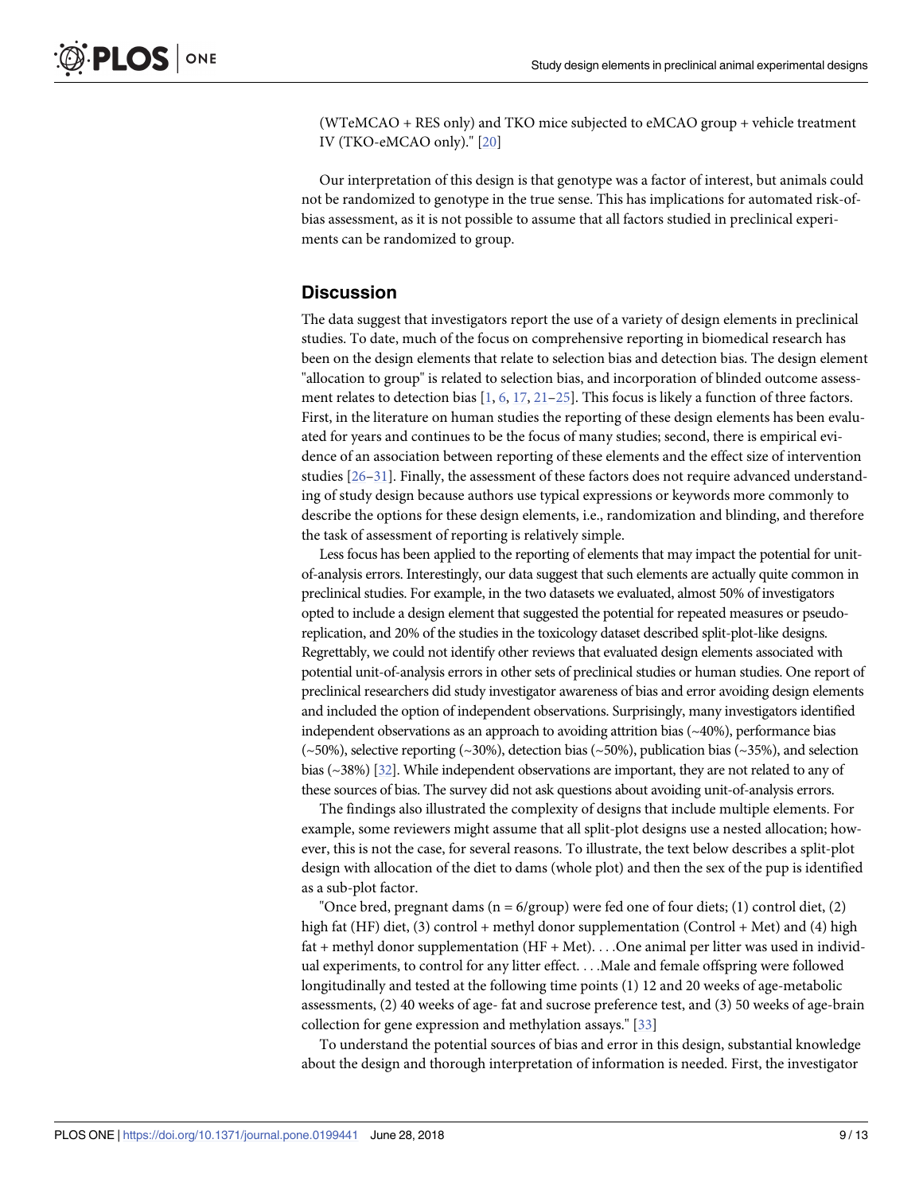(WTeMCAO + RES only) and TKO mice subjected to eMCAO group + vehicle treatment IV (TKO-eMCAO only)." [20]

Our interpretation of this design is that genotype was a factor of interest, but animals could not be randomized to genotype in the true sense. This has implications for automated risk-of-bias assessment, as it is not possible to assume that all factors studied in preclinical experiments can be randomized to group.

## Discussion

The data suggest that investigators report the use of a variety of design elements in preclinical studies. To date, much of the focus on comprehensive reporting in biomedical research has been on the design elements that relate to selection bias and detection bias. The design element "allocation to group" is related to selection bias, and incorporation of blinded outcome assessment relates to detection bias [1, 6, 17, 21–25]. This focus is likely a function of three factors. First, in the literature on human studies the reporting of these design elements has been evaluated for years and continues to be the focus of many studies; second, there is empirical evidence of an association between reporting of these elements and the effect size of intervention studies [26–31]. Finally, the assessment of these factors does not require advanced understanding of study design because authors use typical expressions or keywords more commonly to describe the options for these design elements, i.e., randomization and blinding, and therefore the task of assessment of reporting is relatively simple.

Less focus has been applied to the reporting of elements that may impact the potential for unit-of-analysis errors. Interestingly, our data suggest that such elements are actually quite common in preclinical studies. For example, in the two datasets we evaluated, almost 50% of investigators opted to include a design element that suggested the potential for repeated measures or pseudo-replication, and 20% of the studies in the toxicology dataset described split-plot-like designs. Regrettably, we could not identify other reviews that evaluated design elements associated with potential unit-of-analysis errors in other sets of preclinical studies or human studies. One report of preclinical researchers did study investigator awareness of bias and error avoiding design elements and included the option of independent observations. Surprisingly, many investigators identified independent observations as an approach to avoiding attrition bias (~40%), performance bias (~50%), selective reporting (~30%), detection bias (~50%), publication bias (~35%), and selection bias (~38%) [32]. While independent observations are important, they are not related to any of these sources of bias. The survey did not ask questions about avoiding unit-of-analysis errors.

The findings also illustrated the complexity of designs that include multiple elements. For example, some reviewers might assume that all split-plot designs use a nested allocation; however, this is not the case, for several reasons. To illustrate, the text below describes a split-plot design with allocation of the diet to dams (whole plot) and then the sex of the pup is identified as a sub-plot factor.

"Once bred, pregnant dams (n = 6/group) were fed one of four diets; (1) control diet, (2) high fat (HF) diet, (3) control + methyl donor supplementation (Control + Met) and (4) high fat + methyl donor supplementation (HF + Met). . . .One animal per litter was used in individual experiments, to control for any litter effect. . . .Male and female offspring were followed longitudinally and tested at the following time points (1) 12 and 20 weeks of age-metabolic assessments, (2) 40 weeks of age- fat and sucrose preference test, and (3) 50 weeks of age-brain collection for gene expression and methylation assays." [33]

To understand the potential sources of bias and error in this design, substantial knowledge about the design and thorough interpretation of information is needed. First, the investigator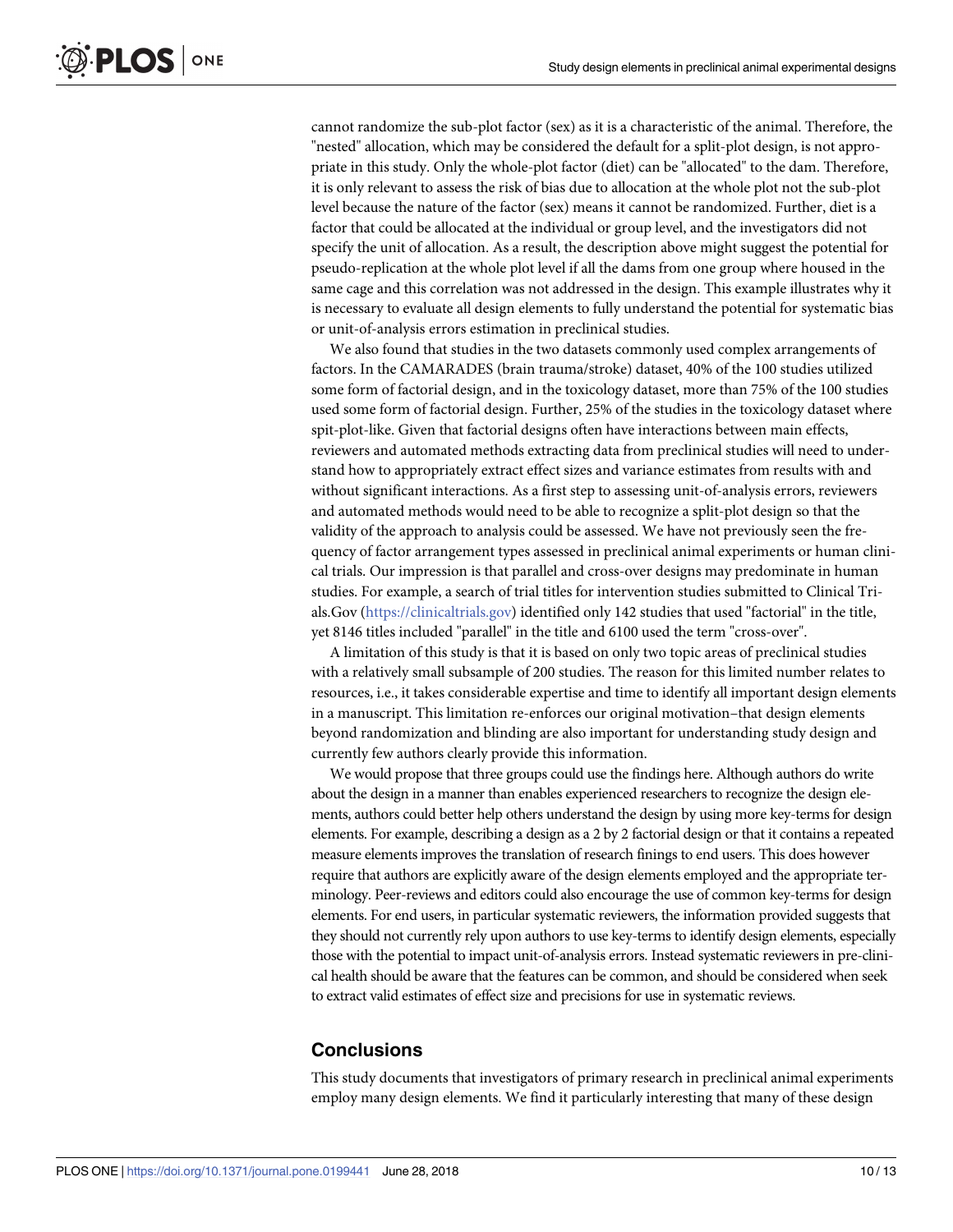cannot randomize the sub-plot factor (sex) as it is a characteristic of the animal. Therefore, the "nested" allocation, which may be considered the default for a split-plot design, is not appropriate in this study. Only the whole-plot factor (diet) can be "allocated" to the dam. Therefore, it is only relevant to assess the risk of bias due to allocation at the whole plot not the sub-plot level because the nature of the factor (sex) means it cannot be randomized. Further, diet is a factor that could be allocated at the individual or group level, and the investigators did not specify the unit of allocation. As a result, the description above might suggest the potential for pseudo-replication at the whole plot level if all the dams from one group where housed in the same cage and this correlation was not addressed in the design. This example illustrates why it is necessary to evaluate all design elements to fully understand the potential for systematic bias or unit-of-analysis errors estimation in preclinical studies.

We also found that studies in the two datasets commonly used complex arrangements of factors. In the CAMARADES (brain trauma/stroke) dataset, 40% of the 100 studies utilized some form of factorial design, and in the toxicology dataset, more than 75% of the 100 studies used some form of factorial design. Further, 25% of the studies in the toxicology dataset where spit-plot-like. Given that factorial designs often have interactions between main effects, reviewers and automated methods extracting data from preclinical studies will need to understand how to appropriately extract effect sizes and variance estimates from results with and without significant interactions. As a first step to assessing unit-of-analysis errors, reviewers and automated methods would need to be able to recognize a split-plot design so that the validity of the approach to analysis could be assessed. We have not previously seen the frequency of factor arrangement types assessed in preclinical animal experiments or human clinical trials. Our impression is that parallel and cross-over designs may predominate in human studies. For example, a search of trial titles for intervention studies submitted to Clinical Trials.Gov (https://clinicaltrials.gov) identified only 142 studies that used "factorial" in the title, yet 8146 titles included "parallel" in the title and 6100 used the term "cross-over".

A limitation of this study is that it is based on only two topic areas of preclinical studies with a relatively small subsample of 200 studies. The reason for this limited number relates to resources, i.e., it takes considerable expertise and time to identify all important design elements in a manuscript. This limitation re-enforces our original motivation–that design elements beyond randomization and blinding are also important for understanding study design and currently few authors clearly provide this information.

We would propose that three groups could use the findings here. Although authors do write about the design in a manner than enables experienced researchers to recognize the design elements, authors could better help others understand the design by using more key-terms for design elements. For example, describing a design as a 2 by 2 factorial design or that it contains a repeated measure elements improves the translation of research finings to end users. This does however require that authors are explicitly aware of the design elements employed and the appropriate terminology. Peer-reviews and editors could also encourage the use of common key-terms for design elements. For end users, in particular systematic reviewers, the information provided suggests that they should not currently rely upon authors to use key-terms to identify design elements, especially those with the potential to impact unit-of-analysis errors. Instead systematic reviewers in pre-clinical health should be aware that the features can be common, and should be considered when seek to extract valid estimates of effect size and precisions for use in systematic reviews.

## Conclusions

This study documents that investigators of primary research in preclinical animal experiments employ many design elements. We find it particularly interesting that many of these design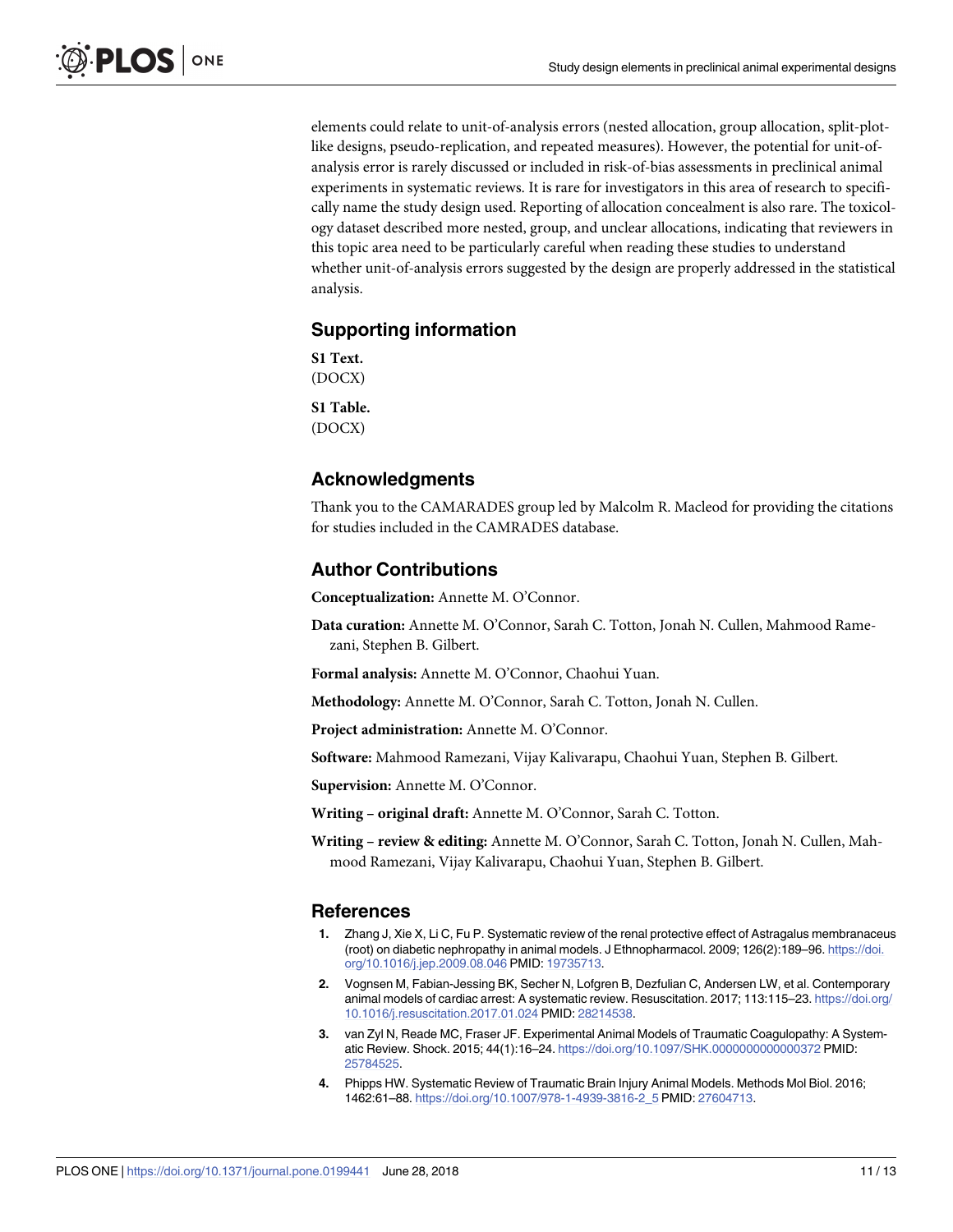elements could relate to unit-of-analysis errors (nested allocation, group allocation, split-plot-like designs, pseudo-replication, and repeated measures). However, the potential for unit-of-analysis error is rarely discussed or included in risk-of-bias assessments in preclinical animal experiments in systematic reviews. It is rare for investigators in this area of research to specifically name the study design used. Reporting of allocation concealment is also rare. The toxicology dataset described more nested, group, and unclear allocations, indicating that reviewers in this topic area need to be particularly careful when reading these studies to understand whether unit-of-analysis errors suggested by the design are properly addressed in the statistical analysis.

## Supporting information

**S1 Text.**
(DOCX)

**S1 Table.**
(DOCX)

## Acknowledgments

Thank you to the CAMARADES group led by Malcolm R. Macleod for providing the citations for studies included in the CAMRADES database.

## Author Contributions

**Conceptualization:** Annette M. O'Connor.

**Data curation:** Annette M. O'Connor, Sarah C. Totton, Jonah N. Cullen, Mahmood Ramezani, Stephen B. Gilbert.

**Formal analysis:** Annette M. O'Connor, Chaohui Yuan.

**Methodology:** Annette M. O'Connor, Sarah C. Totton, Jonah N. Cullen.

**Project administration:** Annette M. O'Connor.

**Software:** Mahmood Ramezani, Vijay Kalivarapu, Chaohui Yuan, Stephen B. Gilbert.

**Supervision:** Annette M. O'Connor.

**Writing – original draft:** Annette M. O'Connor, Sarah C. Totton.

**Writing – review & editing:** Annette M. O'Connor, Sarah C. Totton, Jonah N. Cullen, Mahmood Ramezani, Vijay Kalivarapu, Chaohui Yuan, Stephen B. Gilbert.

## References

1. Zhang J, Xie X, Li C, Fu P. Systematic review of the renal protective effect of Astragalus membranaceus (root) on diabetic nephropathy in animal models. J Ethnopharmacol. 2009; 126(2):189–96. https://doi.org/10.1016/j.jep.2009.08.046 PMID: 19735713.
2. Vognsen M, Fabian-Jessing BK, Secher N, Lofgren B, Dezfulian C, Andersen LW, et al. Contemporary animal models of cardiac arrest: A systematic review. Resuscitation. 2017; 113:115–23. https://doi.org/10.1016/j.resuscitation.2017.01.024 PMID: 28214538.
3. van Zyl N, Reade MC, Fraser JF. Experimental Animal Models of Traumatic Coagulopathy: A Systematic Review. Shock. 2015; 44(1):16–24. https://doi.org/10.1097/SHK.0000000000000372 PMID: 25784525.
4. Phipps HW. Systematic Review of Traumatic Brain Injury Animal Models. Methods Mol Biol. 2016; 1462:61–88. https://doi.org/10.1007/978-1-4939-3816-2_5 PMID: 27604713.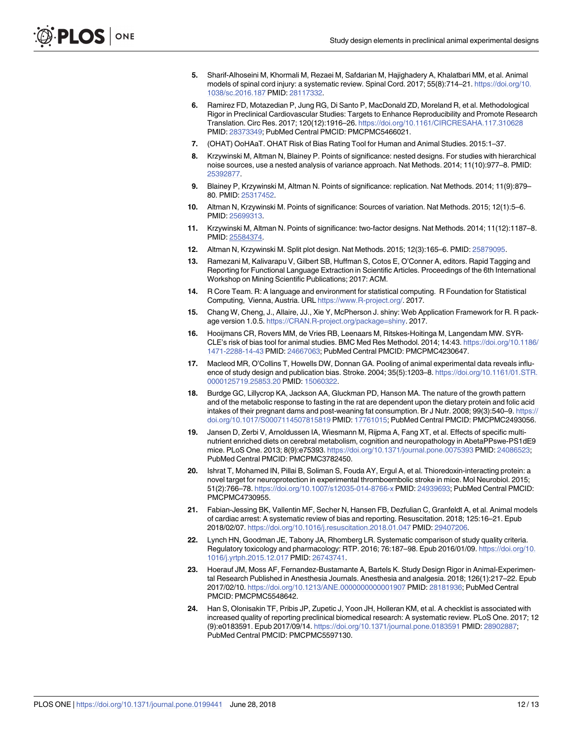5. Sharif-Alhoseini M, Khormali M, Rezaei M, Safdarian M, Hajighadery A, Khalatbari MM, et al. Animal models of spinal cord injury: a systematic review. Spinal Cord. 2017; 55(8):714–21. https://doi.org/10.1038/sc.2016.187 PMID: 28117332.
6. Ramirez FD, Motazedian P, Jung RG, Di Santo P, MacDonald ZD, Moreland R, et al. Methodological Rigor in Preclinical Cardiovascular Studies: Targets to Enhance Reproducibility and Promote Research Translation. Circ Res. 2017; 120(12):1916–26. https://doi.org/10.1161/CIRCRESAHA.117.310628 PMID: 28373349; PubMed Central PMCID: PMCPMC5466021.
7. (OHAT) OoHAaT. OHAT Risk of Bias Rating Tool for Human and Animal Studies. 2015:1–37.
8. Krzywinski M, Altman N, Blainey P. Points of significance: nested designs. For studies with hierarchical noise sources, use a nested analysis of variance approach. Nat Methods. 2014; 11(10):977–8. PMID: 25392877.
9. Blainey P, Krzywinski M, Altman N. Points of significance: replication. Nat Methods. 2014; 11(9):879–80. PMID: 25317452.
10. Altman N, Krzywinski M. Points of significance: Sources of variation. Nat Methods. 2015; 12(1):5–6. PMID: 25699313.
11. Krzywinski M, Altman N. Points of significance: two-factor designs. Nat Methods. 2014; 11(12):1187–8. PMID: 25584374.
12. Altman N, Krzywinski M. Split plot design. Nat Methods. 2015; 12(3):165–6. PMID: 25879095.
13. Ramezani M, Kalivarapu V, Gilbert SB, Huffman S, Cotos E, O'Conner A, editors. Rapid Tagging and Reporting for Functional Language Extraction in Scientific Articles. Proceedings of the 6th International Workshop on Mining Scientific Publications; 2017: ACM.
14. R Core Team. R: A language and environment for statistical computing. R Foundation for Statistical Computing, Vienna, Austria. URL https://www.R-project.org/. 2017.
15. Chang W, Cheng, J., Allaire, JJ., Xie Y, McPherson J. shiny: Web Application Framework for R. R package version 1.0.5. https://CRAN.R-project.org/package=shiny. 2017.
16. Hooijmans CR, Rovers MM, de Vries RB, Leenaars M, Ritskes-Hoitinga M, Langendam MW. SYRCLE's risk of bias tool for animal studies. BMC Med Res Methodol. 2014; 14:43. https://doi.org/10.1186/1471-2288-14-43 PMID: 24667063; PubMed Central PMCID: PMCPMC4230647.
17. Macleod MR, O'Collins T, Howells DW, Donnan GA. Pooling of animal experimental data reveals influence of study design and publication bias. Stroke. 2004; 35(5):1203–8. https://doi.org/10.1161/01.STR.0000125719.25853.20 PMID: 15060322.
18. Burdge GC, Lillycrop KA, Jackson AA, Gluckman PD, Hanson MA. The nature of the growth pattern and of the metabolic response to fasting in the rat are dependent upon the dietary protein and folic acid intakes of their pregnant dams and post-weaning fat consumption. Br J Nutr. 2008; 99(3):540–9. https://doi.org/10.1017/S0007114507815819 PMID: 17761015; PubMed Central PMCID: PMCPMC2493056.
19. Jansen D, Zerbi V, Arnoldussen IA, Wiesmann M, Rijpma A, Fang XT, et al. Effects of specific multi-nutrient enriched diets on cerebral metabolism, cognition and neuropathology in AbetaPPswe-PS1dE9 mice. PLoS One. 2013; 8(9):e75393. https://doi.org/10.1371/journal.pone.0075393 PMID: 24086523; PubMed Central PMCID: PMCPMC3782450.
20. Ishrat T, Mohamed IN, Pillai B, Soliman S, Fouda AY, Ergul A, et al. Thioredoxin-interacting protein: a novel target for neuroprotection in experimental thromboembolic stroke in mice. Mol Neurobiol. 2015; 51(2):766–78. https://doi.org/10.1007/s12035-014-8766-x PMID: 24939693; PubMed Central PMCID: PMCPMC4730955.
21. Fabian-Jessing BK, Vallentin MF, Secher N, Hansen FB, Dezfulian C, Granfeldt A, et al. Animal models of cardiac arrest: A systematic review of bias and reporting. Resuscitation. 2018; 125:16–21. Epub 2018/02/07. https://doi.org/10.1016/j.resuscitation.2018.01.047 PMID: 29407206.
22. Lynch HN, Goodman JE, Tabony JA, Rhomberg LR. Systematic comparison of study quality criteria. Regulatory toxicology and pharmacology: RTP. 2016; 76:187–98. Epub 2016/01/09. https://doi.org/10.1016/j.yrtph.2015.12.017 PMID: 26743741.
23. Hoerauf JM, Moss AF, Fernandez-Bustamante A, Bartels K. Study Design Rigor in Animal-Experimental Research Published in Anesthesia Journals. Anesthesia and analgesia. 2018; 126(1):217–22. Epub 2017/02/10. https://doi.org/10.1213/ANE.0000000000001907 PMID: 28181936; PubMed Central PMCID: PMCPMC5548642.
24. Han S, Olonisakin TF, Pribis JP, Zupetic J, Yoon JH, Holleran KM, et al. A checklist is associated with increased quality of reporting preclinical biomedical research: A systematic review. PLoS One. 2017; 12(9):e0183591. Epub 2017/09/14. https://doi.org/10.1371/journal.pone.0183591 PMID: 28902887; PubMed Central PMCID: PMCPMC5597130.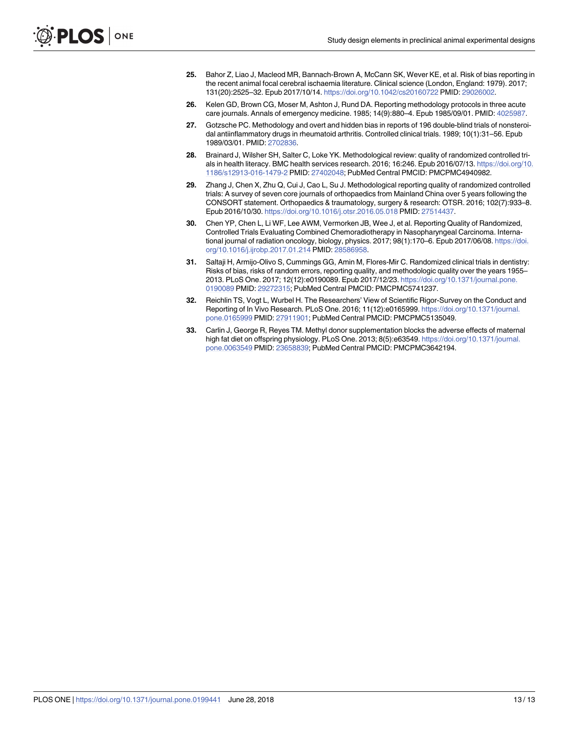25. Bahor Z, Liao J, Macleod MR, Bannach-Brown A, McCann SK, Wever KE, et al. Risk of bias reporting in the recent animal focal cerebral ischaemia literature. Clinical science (London, England: 1979). 2017; 131(20):2525–32. Epub 2017/10/14. https://doi.org/10.1042/cs20160722 PMID: 29026002.

26. Kelen GD, Brown CG, Moser M, Ashton J, Rund DA. Reporting methodology protocols in three acute care journals. Annals of emergency medicine. 1985; 14(9):880–4. Epub 1985/09/01. PMID: 4025987.

27. Gotzsche PC. Methodology and overt and hidden bias in reports of 196 double-blind trials of nonsteroidal antiinflammatory drugs in rheumatoid arthritis. Controlled clinical trials. 1989; 10(1):31–56. Epub 1989/03/01. PMID: 2702836.

28. Brainard J, Wilsher SH, Salter C, Loke YK. Methodological review: quality of randomized controlled trials in health literacy. BMC health services research. 2016; 16:246. Epub 2016/07/13. https://doi.org/10.1186/s12913-016-1479-2 PMID: 27402048; PubMed Central PMCID: PMCPMC4940982.

29. Zhang J, Chen X, Zhu Q, Cui J, Cao L, Su J. Methodological reporting quality of randomized controlled trials: A survey of seven core journals of orthopaedics from Mainland China over 5 years following the CONSORT statement. Orthopaedics & traumatology, surgery & research: OTSR. 2016; 102(7):933–8. Epub 2016/10/30. https://doi.org/10.1016/j.otsr.2016.05.018 PMID: 27514437.

30. Chen YP, Chen L, Li WF, Lee AWM, Vermorken JB, Wee J, et al. Reporting Quality of Randomized, Controlled Trials Evaluating Combined Chemoradiotherapy in Nasopharyngeal Carcinoma. International journal of radiation oncology, biology, physics. 2017; 98(1):170–6. Epub 2017/06/08. https://doi.org/10.1016/j.ijrobp.2017.01.214 PMID: 28586958.

31. Saltaji H, Armijo-Olivo S, Cummings GG, Amin M, Flores-Mir C. Randomized clinical trials in dentistry: Risks of bias, risks of random errors, reporting quality, and methodologic quality over the years 1955–2013. PLoS One. 2017; 12(12):e0190089. Epub 2017/12/23. https://doi.org/10.1371/journal.pone.0190089 PMID: 29272315; PubMed Central PMCID: PMCPMC5741237.

32. Reichlin TS, Vogt L, Wurbel H. The Researchers' View of Scientific Rigor-Survey on the Conduct and Reporting of In Vivo Research. PLoS One. 2016; 11(12):e0165999. https://doi.org/10.1371/journal.pone.0165999 PMID: 27911901; PubMed Central PMCID: PMCPMC5135049.

33. Carlin J, George R, Reyes TM. Methyl donor supplementation blocks the adverse effects of maternal high fat diet on offspring physiology. PLoS One. 2013; 8(5):e63549. https://doi.org/10.1371/journal.pone.0063549 PMID: 23658839; PubMed Central PMCID: PMCPMC3642194.